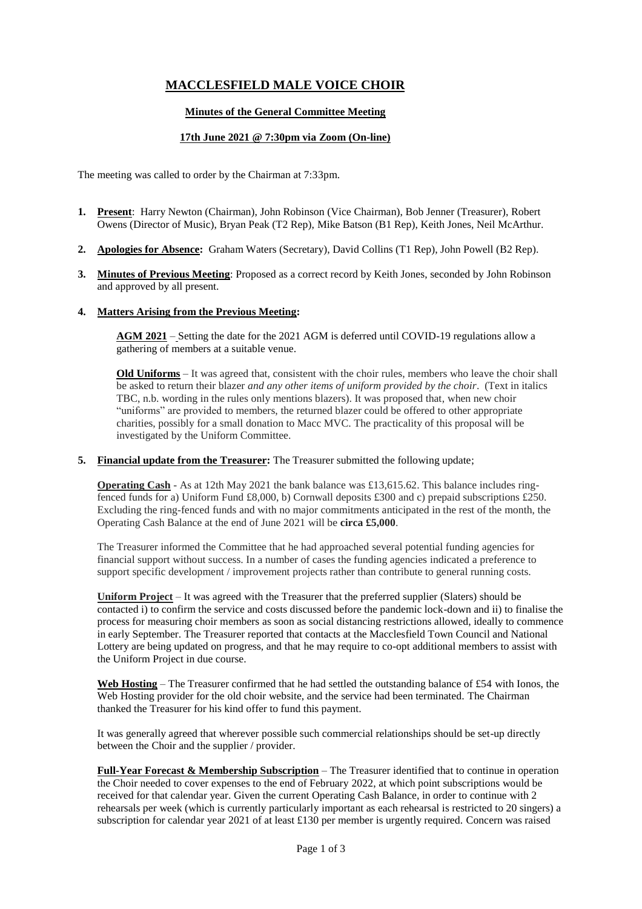# MACCLESFIELD MALE VOICE CHOIR

**Minutes of the General Committee Meeting**

**17th June 2021 @ 7:30pm via Zoom (On-line)**

The meeting was called to order by the Chairman at 7:33pm.

1. **Present**: Harry Newton (Chairman), John Robinson (Vice Chairman), Bob Jenner (Treasurer), Robert Owens (Director of Music), Bryan Peak (T2 Rep), Mike Batson (B1 Rep), Keith Jones, Neil McArthur.

2. **Apologies for Absence:** Graham Waters (Secretary), David Collins (T1 Rep), John Powell (B2 Rep).

3. **Minutes of Previous Meeting**: Proposed as a correct record by Keith Jones, seconded by John Robinson and approved by all present.

4. **Matters Arising from the Previous Meeting:**

   **AGM 2021** – Setting the date for the 2021 AGM is deferred until COVID-19 regulations allow a gathering of members at a suitable venue.

   **Old Uniforms** – It was agreed that, consistent with the choir rules, members who leave the choir shall be asked to return their blazer *and any other items of uniform provided by the choir*. (Text in italics TBC, n.b. wording in the rules only mentions blazers). It was proposed that, when new choir "uniforms" are provided to members, the returned blazer could be offered to other appropriate charities, possibly for a small donation to Macc MVC. The practicality of this proposal will be investigated by the Uniform Committee.

5. **Financial update from the Treasurer:** The Treasurer submitted the following update;

   **Operating Cash** - As at 12th May 2021 the bank balance was £13,615.62. This balance includes ring-fenced funds for a) Uniform Fund £8,000, b) Cornwall deposits £300 and c) prepaid subscriptions £250. Excluding the ring-fenced funds and with no major commitments anticipated in the rest of the month, the Operating Cash Balance at the end of June 2021 will be **circa £5,000**.

   The Treasurer informed the Committee that he had approached several potential funding agencies for financial support without success. In a number of cases the funding agencies indicated a preference to support specific development / improvement projects rather than contribute to general running costs.

   **Uniform Project** – It was agreed with the Treasurer that the preferred supplier (Slaters) should be contacted i) to confirm the service and costs discussed before the pandemic lock-down and ii) to finalise the process for measuring choir members as soon as social distancing restrictions allowed, ideally to commence in early September. The Treasurer reported that contacts at the Macclesfield Town Council and National Lottery are being updated on progress, and that he may require to co-opt additional members to assist with the Uniform Project in due course.

   **Web Hosting** – The Treasurer confirmed that he had settled the outstanding balance of £54 with Ionos, the Web Hosting provider for the old choir website, and the service had been terminated. The Chairman thanked the Treasurer for his kind offer to fund this payment.

   It was generally agreed that wherever possible such commercial relationships should be set-up directly between the Choir and the supplier / provider.

   **Full-Year Forecast & Membership Subscription** – The Treasurer identified that to continue in operation the Choir needed to cover expenses to the end of February 2022, at which point subscriptions would be received for that calendar year. Given the current Operating Cash Balance, in order to continue with 2 rehearsals per week (which is currently particularly important as each rehearsal is restricted to 20 singers) a subscription for calendar year 2021 of at least £130 per member is urgently required. Concern was raised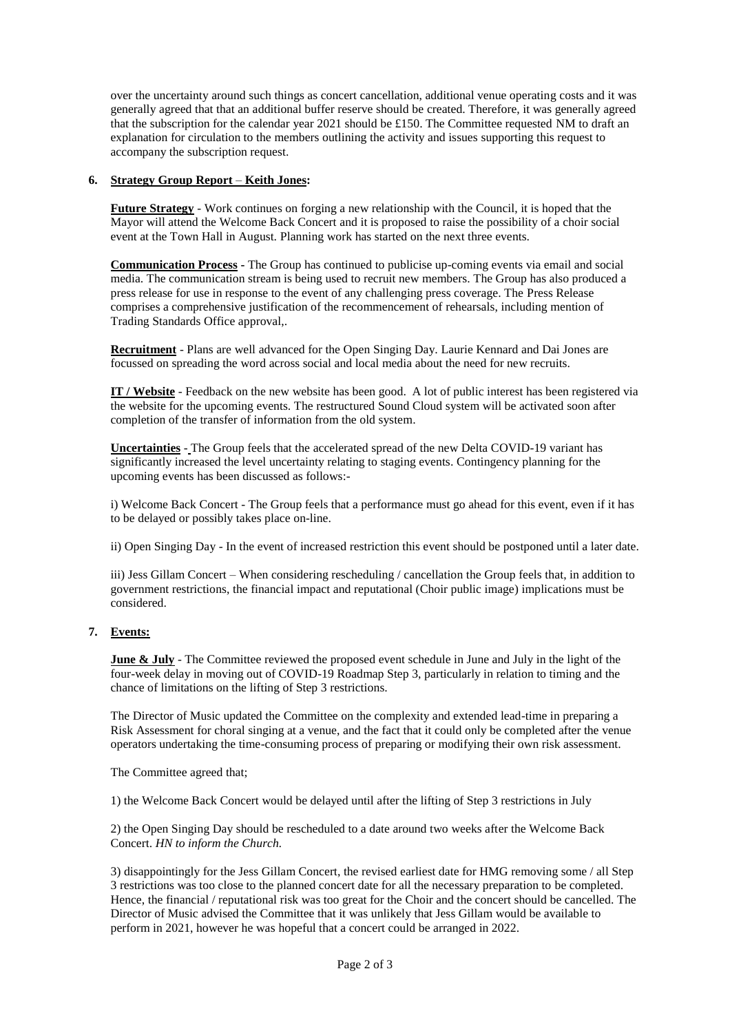over the uncertainty around such things as concert cancellation, additional venue operating costs and it was generally agreed that that an additional buffer reserve should be created. Therefore, it was generally agreed that the subscription for the calendar year 2021 should be £150. The Committee requested NM to draft an explanation for circulation to the members outlining the activity and issues supporting this request to accompany the subscription request.

**6. Strategy Group Report – Keith Jones:**

**Future Strategy** - Work continues on forging a new relationship with the Council, it is hoped that the Mayor will attend the Welcome Back Concert and it is proposed to raise the possibility of a choir social event at the Town Hall in August. Planning work has started on the next three events.

**Communication Process** - The Group has continued to publicise up-coming events via email and social media. The communication stream is being used to recruit new members. The Group has also produced a press release for use in response to the event of any challenging press coverage. The Press Release comprises a comprehensive justification of the recommencement of rehearsals, including mention of Trading Standards Office approval,.

**Recruitment** - Plans are well advanced for the Open Singing Day. Laurie Kennard and Dai Jones are focussed on spreading the word across social and local media about the need for new recruits.

**IT / Website** - Feedback on the new website has been good. A lot of public interest has been registered via the website for the upcoming events. The restructured Sound Cloud system will be activated soon after completion of the transfer of information from the old system.

**Uncertainties** - The Group feels that the accelerated spread of the new Delta COVID-19 variant has significantly increased the level uncertainty relating to staging events. Contingency planning for the upcoming events has been discussed as follows:-

i) Welcome Back Concert - The Group feels that a performance must go ahead for this event, even if it has to be delayed or possibly takes place on-line.

ii) Open Singing Day - In the event of increased restriction this event should be postponed until a later date.

iii) Jess Gillam Concert – When considering rescheduling / cancellation the Group feels that, in addition to government restrictions, the financial impact and reputational (Choir public image) implications must be considered.

**7. Events:**

**June & July** - The Committee reviewed the proposed event schedule in June and July in the light of the four-week delay in moving out of COVID-19 Roadmap Step 3, particularly in relation to timing and the chance of limitations on the lifting of Step 3 restrictions.

The Director of Music updated the Committee on the complexity and extended lead-time in preparing a Risk Assessment for choral singing at a venue, and the fact that it could only be completed after the venue operators undertaking the time-consuming process of preparing or modifying their own risk assessment.

The Committee agreed that;

1) the Welcome Back Concert would be delayed until after the lifting of Step 3 restrictions in July

2) the Open Singing Day should be rescheduled to a date around two weeks after the Welcome Back Concert. *HN to inform the Church.*

3) disappointingly for the Jess Gillam Concert, the revised earliest date for HMG removing some / all Step 3 restrictions was too close to the planned concert date for all the necessary preparation to be completed. Hence, the financial / reputational risk was too great for the Choir and the concert should be cancelled. The Director of Music advised the Committee that it was unlikely that Jess Gillam would be available to perform in 2021, however he was hopeful that a concert could be arranged in 2022.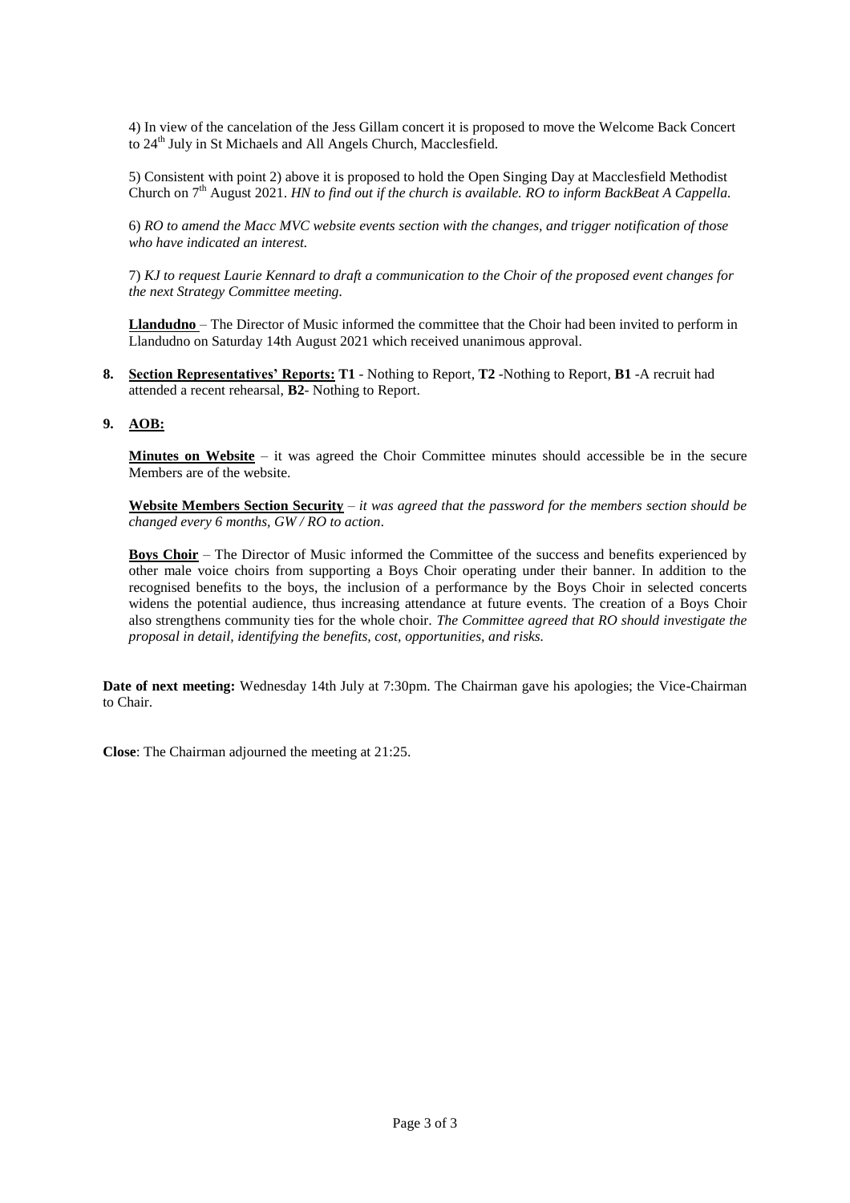4) In view of the cancelation of the Jess Gillam concert it is proposed to move the Welcome Back Concert to 24th July in St Michaels and All Angels Church, Macclesfield.

5) Consistent with point 2) above it is proposed to hold the Open Singing Day at Macclesfield Methodist Church on 7th August 2021. *HN to find out if the church is available. RO to inform BackBeat A Cappella.*

6) *RO to amend the Macc MVC website events section with the changes, and trigger notification of those who have indicated an interest.*

7) *KJ to request Laurie Kennard to draft a communication to the Choir of the proposed event changes for the next Strategy Committee meeting.*

**Llandudno** – The Director of Music informed the committee that the Choir had been invited to perform in Llandudno on Saturday 14th August 2021 which received unanimous approval.

**8. Section Representatives' Reports:** **T1** - Nothing to Report, **T2** -Nothing to Report, **B1** -A recruit had attended a recent rehearsal, **B2**- Nothing to Report.

**9. AOB:**

**Minutes on Website** – it was agreed the Choir Committee minutes should accessible be in the secure Members are of the website.

**Website Members Section Security** – *it was agreed that the password for the members section should be changed every 6 months, GW / RO to action*.

**Boys Choir** – The Director of Music informed the Committee of the success and benefits experienced by other male voice choirs from supporting a Boys Choir operating under their banner. In addition to the recognised benefits to the boys, the inclusion of a performance by the Boys Choir in selected concerts widens the potential audience, thus increasing attendance at future events. The creation of a Boys Choir also strengthens community ties for the whole choir. *The Committee agreed that RO should investigate the proposal in detail, identifying the benefits, cost, opportunities, and risks.*

**Date of next meeting:** Wednesday 14th July at 7:30pm. The Chairman gave his apologies; the Vice-Chairman to Chair.

**Close**: The Chairman adjourned the meeting at 21:25.